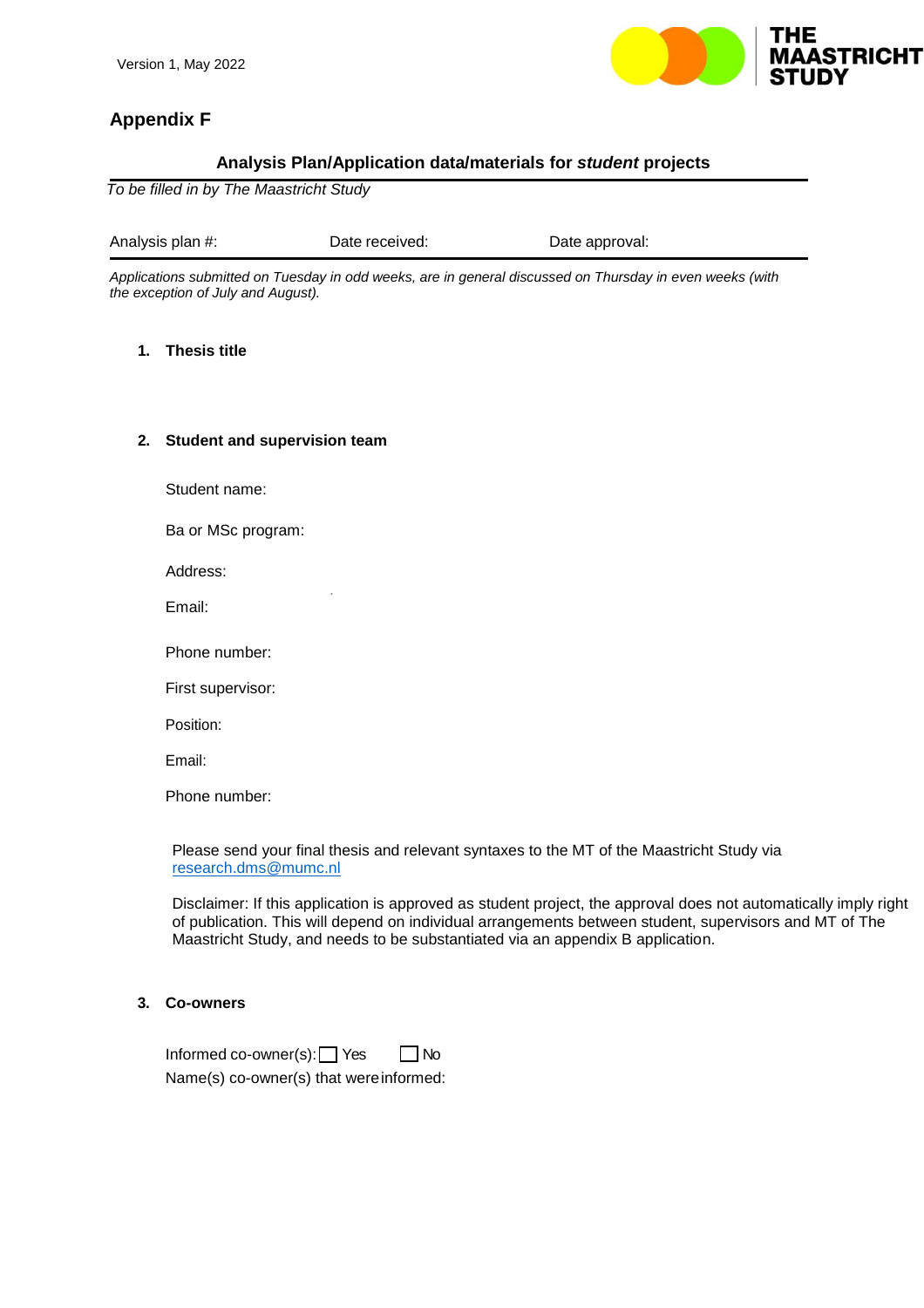Version 1, May 2022

## Appendix F

### Analysis Plan/Application data/materials for *student* projects

*To be filled in by The Maastricht Study*

| Analysis plan #: | Date received: | Date approval: |
|---|---|---|

*Applications submitted on Tuesday in odd weeks, are in general discussed on Thursday in even weeks (with the exception of July and August).*

**1. Thesis title**

**2. Student and supervision team**

Student name:

Ba or MSc program:

Address:

Email:

Phone number:

First supervisor:

Position:

Email:

Phone number:

Please send your final thesis and relevant syntaxes to the MT of the Maastricht Study via research.dms@mumc.nl

Disclaimer: If this application is approved as student project, the approval does not automatically imply right of publication. This will depend on individual arrangements between student, supervisors and MT of The Maastricht Study, and needs to be substantiated via an appendix B application.

**3. Co-owners**

Informed co-owner(s): ☐ Yes ☐ No

Name(s) co-owner(s) that were informed: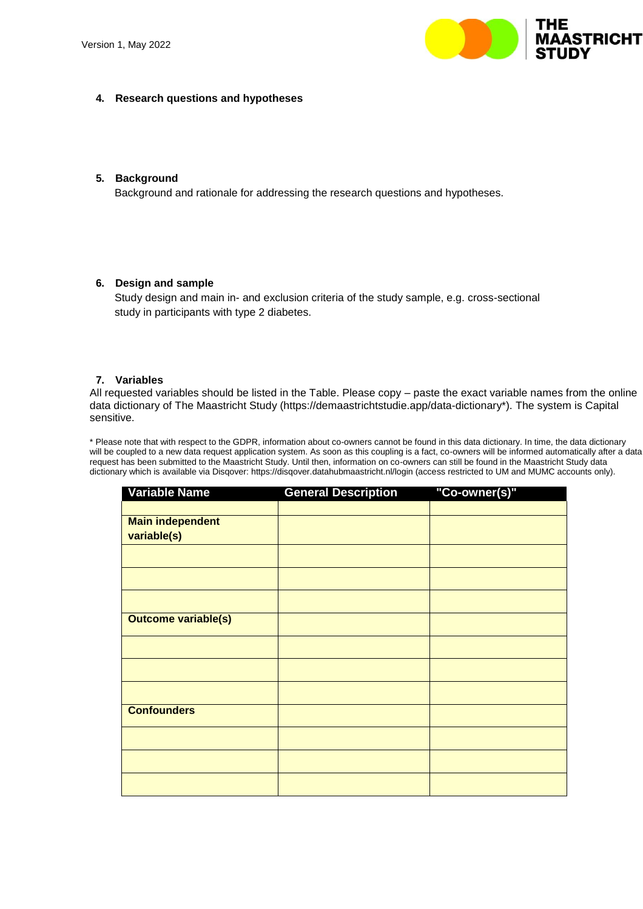## 4. Research questions and hypotheses

## 5. Background

Background and rationale for addressing the research questions and hypotheses.

## 6. Design and sample

Study design and main in- and exclusion criteria of the study sample, e.g. cross-sectional study in participants with type 2 diabetes.

## 7. Variables

All requested variables should be listed in the Table. Please copy – paste the exact variable names from the online data dictionary of The Maastricht Study (https://demaastrichtstudie.app/data-dictionary*). The system is Capital sensitive.

* Please note that with respect to the GDPR, information about co-owners cannot be found in this data dictionary. In time, the data dictionary will be coupled to a new data request application system. As soon as this coupling is a fact, co-owners will be informed automatically after a data request has been submitted to the Maastricht Study. Until then, information on co-owners can still be found in the Maastricht Study data dictionary which is available via Disqover: https://disqover.datahubmaastricht.nl/login (access restricted to UM and MUMC accounts only).

| Variable Name | General Description | "Co-owner(s)" |
|---|---|---|
| | | |
| **Main independent variable(s)** | | |
| | | |
| | | |
| | | |
| **Outcome variable(s)** | | |
| | | |
| | | |
| | | |
| **Confounders** | | |
| | | |
| | | |
| | | |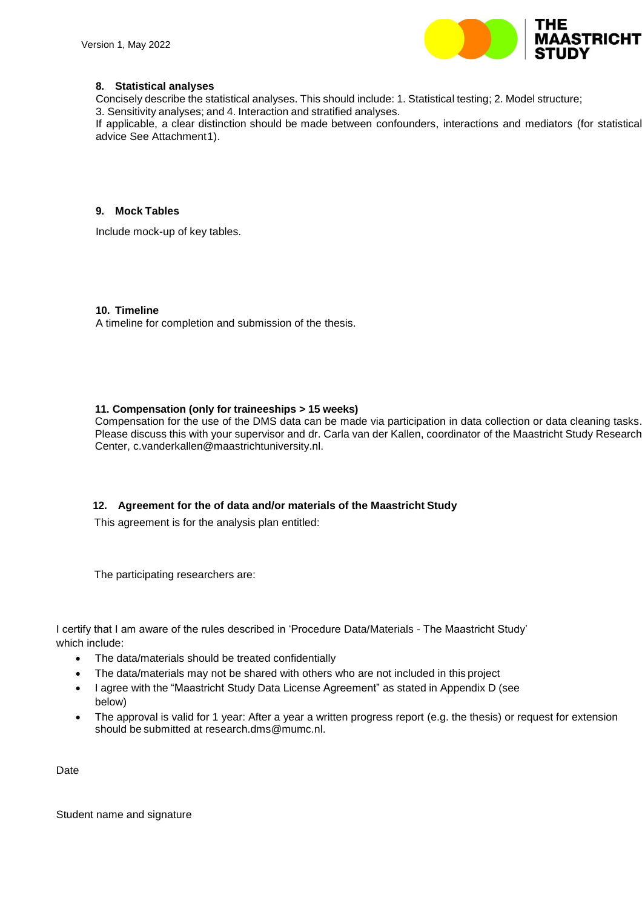## 8. Statistical analyses

Concisely describe the statistical analyses. This should include: 1. Statistical testing; 2. Model structure; 3. Sensitivity analyses; and 4. Interaction and stratified analyses.

If applicable, a clear distinction should be made between confounders, interactions and mediators (for statistical advice See Attachment1).

## 9. Mock Tables

Include mock-up of key tables.

## 10. Timeline

A timeline for completion and submission of the thesis.

## 11. Compensation (only for traineeships > 15 weeks)

Compensation for the use of the DMS data can be made via participation in data collection or data cleaning tasks. Please discuss this with your supervisor and dr. Carla van der Kallen, coordinator of the Maastricht Study Research Center, c.vanderkallen@maastrichtuniversity.nl.

## 12. Agreement for the of data and/or materials of the Maastricht Study

This agreement is for the analysis plan entitled:

The participating researchers are:

I certify that I am aware of the rules described in 'Procedure Data/Materials - The Maastricht Study' which include:

- The data/materials should be treated confidentially
- The data/materials may not be shared with others who are not included in this project
- I agree with the "Maastricht Study Data License Agreement" as stated in Appendix D (see below)
- The approval is valid for 1 year: After a year a written progress report (e.g. the thesis) or request for extension should be submitted at research.dms@mumc.nl.

Date

Student name and signature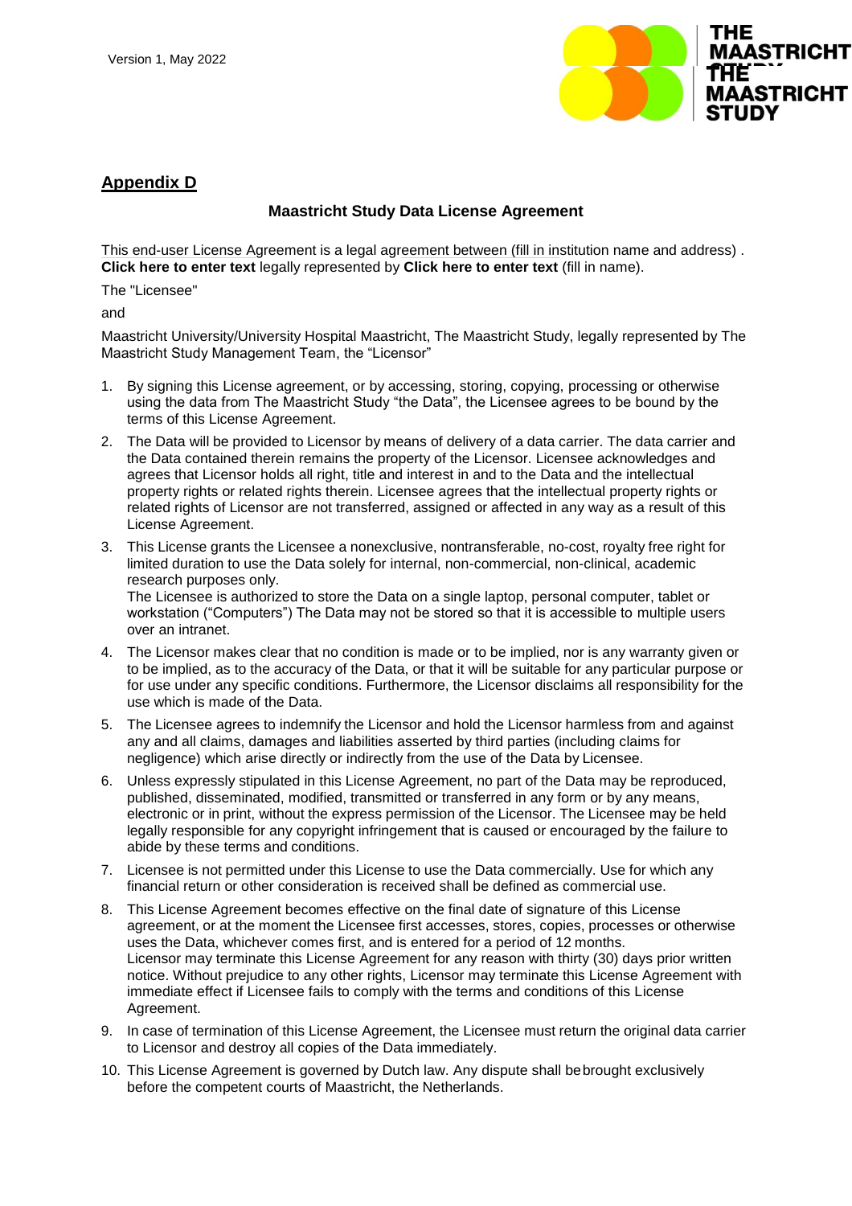Version 1, May 2022

## Appendix D

### Maastricht Study Data License Agreement

This end-user License Agreement is a legal agreement between (fill in institution name and address) . **Click here to enter text** legally represented by **Click here to enter text** (fill in name).

The "Licensee"

and

Maastricht University/University Hospital Maastricht, The Maastricht Study, legally represented by The Maastricht Study Management Team, the "Licensor"

1. By signing this License agreement, or by accessing, storing, copying, processing or otherwise using the data from The Maastricht Study "the Data", the Licensee agrees to be bound by the terms of this License Agreement.
2. The Data will be provided to Licensor by means of delivery of a data carrier. The data carrier and the Data contained therein remains the property of the Licensor. Licensee acknowledges and agrees that Licensor holds all right, title and interest in and to the Data and the intellectual property rights or related rights therein. Licensee agrees that the intellectual property rights or related rights of Licensor are not transferred, assigned or affected in any way as a result of this License Agreement.
3. This License grants the Licensee a nonexclusive, nontransferable, no-cost, royalty free right for limited duration to use the Data solely for internal, non-commercial, non-clinical, academic research purposes only.
   The Licensee is authorized to store the Data on a single laptop, personal computer, tablet or workstation ("Computers") The Data may not be stored so that it is accessible to multiple users over an intranet.
4. The Licensor makes clear that no condition is made or to be implied, nor is any warranty given or to be implied, as to the accuracy of the Data, or that it will be suitable for any particular purpose or for use under any specific conditions. Furthermore, the Licensor disclaims all responsibility for the use which is made of the Data.
5. The Licensee agrees to indemnify the Licensor and hold the Licensor harmless from and against any and all claims, damages and liabilities asserted by third parties (including claims for negligence) which arise directly or indirectly from the use of the Data by Licensee.
6. Unless expressly stipulated in this License Agreement, no part of the Data may be reproduced, published, disseminated, modified, transmitted or transferred in any form or by any means, electronic or in print, without the express permission of the Licensor. The Licensee may be held legally responsible for any copyright infringement that is caused or encouraged by the failure to abide by these terms and conditions.
7. Licensee is not permitted under this License to use the Data commercially. Use for which any financial return or other consideration is received shall be defined as commercial use.
8. This License Agreement becomes effective on the final date of signature of this License agreement, or at the moment the Licensee first accesses, stores, copies, processes or otherwise uses the Data, whichever comes first, and is entered for a period of 12 months.
   Licensor may terminate this License Agreement for any reason with thirty (30) days prior written notice. Without prejudice to any other rights, Licensor may terminate this License Agreement with immediate effect if Licensee fails to comply with the terms and conditions of this License Agreement.
9. In case of termination of this License Agreement, the Licensee must return the original data carrier to Licensor and destroy all copies of the Data immediately.
10. This License Agreement is governed by Dutch law. Any dispute shall bebrought exclusively before the competent courts of Maastricht, the Netherlands.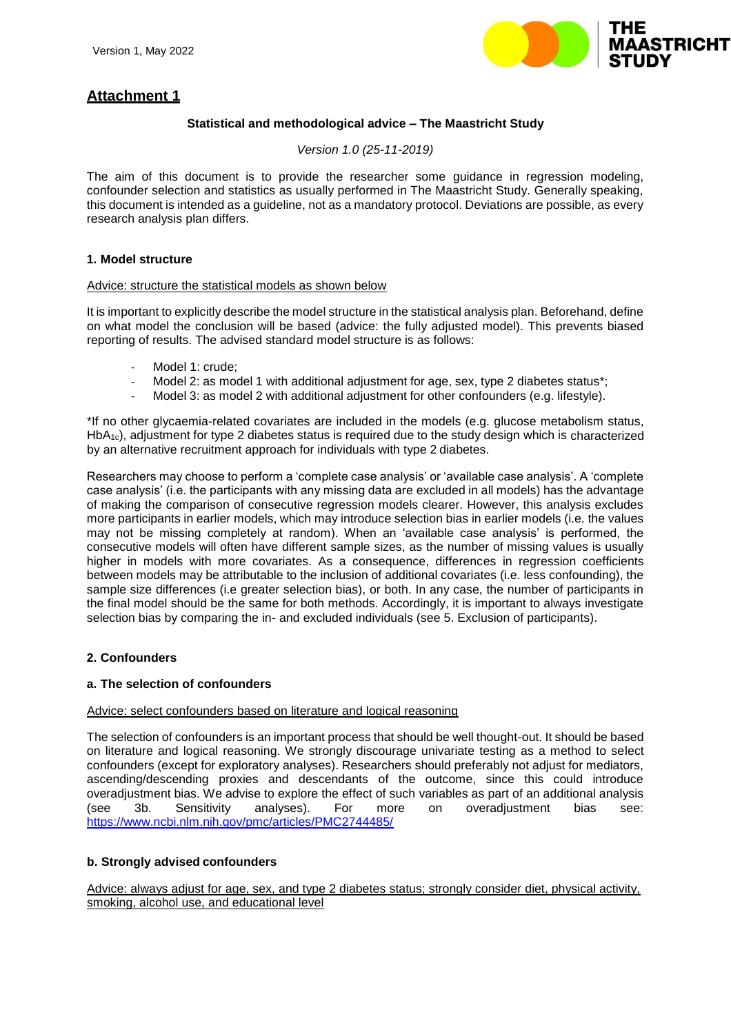## Attachment 1

**Statistical and methodological advice – The Maastricht Study**

*Version 1.0 (25-11-2019)*

The aim of this document is to provide the researcher some guidance in regression modeling, confounder selection and statistics as usually performed in The Maastricht Study. Generally speaking, this document is intended as a guideline, not as a mandatory protocol. Deviations are possible, as every research analysis plan differs.

### 1. Model structure

<u>Advice: structure the statistical models as shown below</u>

It is important to explicitly describe the model structure in the statistical analysis plan. Beforehand, define on what model the conclusion will be based (advice: the fully adjusted model). This prevents biased reporting of results. The advised standard model structure is as follows:

- Model 1: crude;
- Model 2: as model 1 with additional adjustment for age, sex, type 2 diabetes status*;
- Model 3: as model 2 with additional adjustment for other confounders (e.g. lifestyle).

*If no other glycaemia-related covariates are included in the models (e.g. glucose metabolism status, $HbA_{1c}$), adjustment for type 2 diabetes status is required due to the study design which is characterized by an alternative recruitment approach for individuals with type 2 diabetes.

Researchers may choose to perform a 'complete case analysis' or 'available case analysis'. A 'complete case analysis' (i.e. the participants with any missing data are excluded in all models) has the advantage of making the comparison of consecutive regression models clearer. However, this analysis excludes more participants in earlier models, which may introduce selection bias in earlier models (i.e. the values may not be missing completely at random). When an 'available case analysis' is performed, the consecutive models will often have different sample sizes, as the number of missing values is usually higher in models with more covariates. As a consequence, differences in regression coefficients between models may be attributable to the inclusion of additional covariates (i.e. less confounding), the sample size differences (i.e greater selection bias), or both. In any case, the number of participants in the final model should be the same for both methods. Accordingly, it is important to always investigate selection bias by comparing the in- and excluded individuals (see 5. Exclusion of participants).

### 2. Confounders

#### a. The selection of confounders

<u>Advice: select confounders based on literature and logical reasoning</u>

The selection of confounders is an important process that should be well thought-out. It should be based on literature and logical reasoning. We strongly discourage univariate testing as a method to select confounders (except for exploratory analyses). Researchers should preferably not adjust for mediators, ascending/descending proxies and descendants of the outcome, since this could introduce overadjustment bias. We advise to explore the effect of such variables as part of an additional analysis (see 3b. Sensitivity analyses). For more on overadjustment bias see: https://www.ncbi.nlm.nih.gov/pmc/articles/PMC2744485/

#### b. Strongly advised confounders

<u>Advice: always adjust for age, sex, and type 2 diabetes status; strongly consider diet, physical activity, smoking, alcohol use, and educational level</u>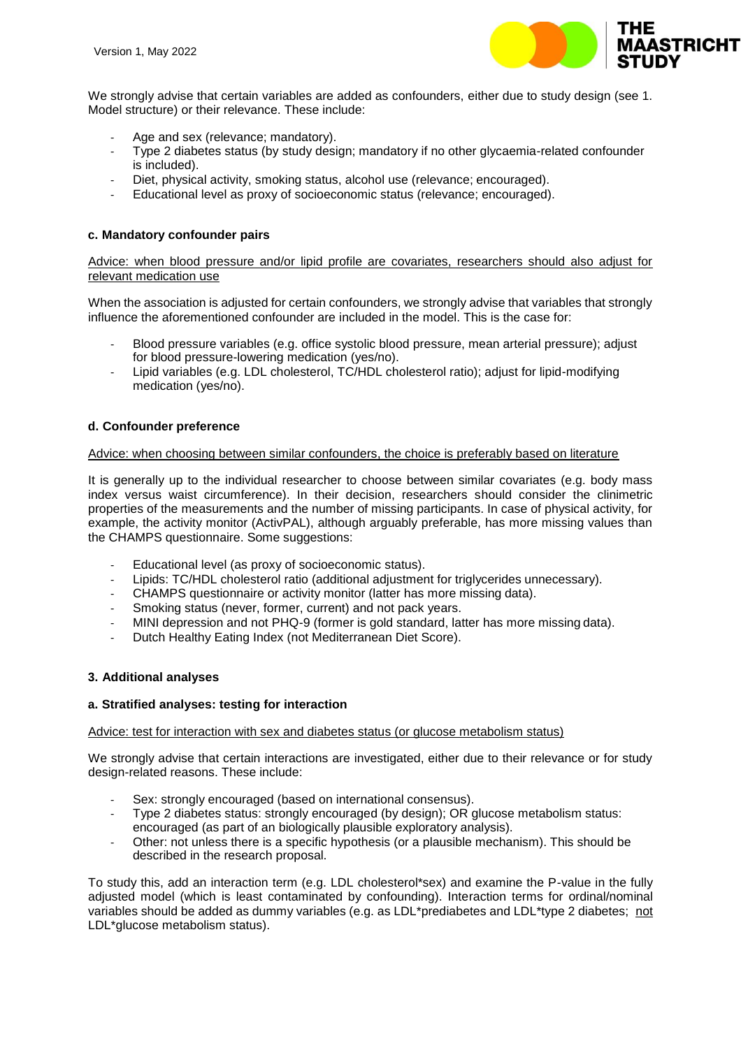We strongly advise that certain variables are added as confounders, either due to study design (see 1. Model structure) or their relevance. These include:

- Age and sex (relevance; mandatory).
- Type 2 diabetes status (by study design; mandatory if no other glycaemia-related confounder is included).
- Diet, physical activity, smoking status, alcohol use (relevance; encouraged).
- Educational level as proxy of socioeconomic status (relevance; encouraged).

#### c. Mandatory confounder pairs

<u>Advice: when blood pressure and/or lipid profile are covariates, researchers should also adjust for relevant medication use</u>

When the association is adjusted for certain confounders, we strongly advise that variables that strongly influence the aforementioned confounder are included in the model. This is the case for:

- Blood pressure variables (e.g. office systolic blood pressure, mean arterial pressure); adjust for blood pressure-lowering medication (yes/no).
- Lipid variables (e.g. LDL cholesterol, TC/HDL cholesterol ratio); adjust for lipid-modifying medication (yes/no).

#### d. Confounder preference

<u>Advice: when choosing between similar confounders, the choice is preferably based on literature</u>

It is generally up to the individual researcher to choose between similar covariates (e.g. body mass index versus waist circumference). In their decision, researchers should consider the clinimetric properties of the measurements and the number of missing participants. In case of physical activity, for example, the activity monitor (ActivPAL), although arguably preferable, has more missing values than the CHAMPS questionnaire. Some suggestions:

- Educational level (as proxy of socioeconomic status).
- Lipids: TC/HDL cholesterol ratio (additional adjustment for triglycerides unnecessary).
- CHAMPS questionnaire or activity monitor (latter has more missing data).
- Smoking status (never, former, current) and not pack years.
- MINI depression and not PHQ-9 (former is gold standard, latter has more missing data).
- Dutch Healthy Eating Index (not Mediterranean Diet Score).

### 3. Additional analyses

#### a. Stratified analyses: testing for interaction

<u>Advice: test for interaction with sex and diabetes status (or glucose metabolism status)</u>

We strongly advise that certain interactions are investigated, either due to their relevance or for study design-related reasons. These include:

- Sex: strongly encouraged (based on international consensus).
- Type 2 diabetes status: strongly encouraged (by design); OR glucose metabolism status: encouraged (as part of an biologically plausible exploratory analysis).
- Other: not unless there is a specific hypothesis (or a plausible mechanism). This should be described in the research proposal.

To study this, add an interaction term (e.g. LDL cholesterol*sex) and examine the P-value in the fully adjusted model (which is least contaminated by confounding). Interaction terms for ordinal/nominal variables should be added as dummy variables (e.g. as LDL*prediabetes and LDL*type 2 diabetes; <u>not</u> LDL*glucose metabolism status).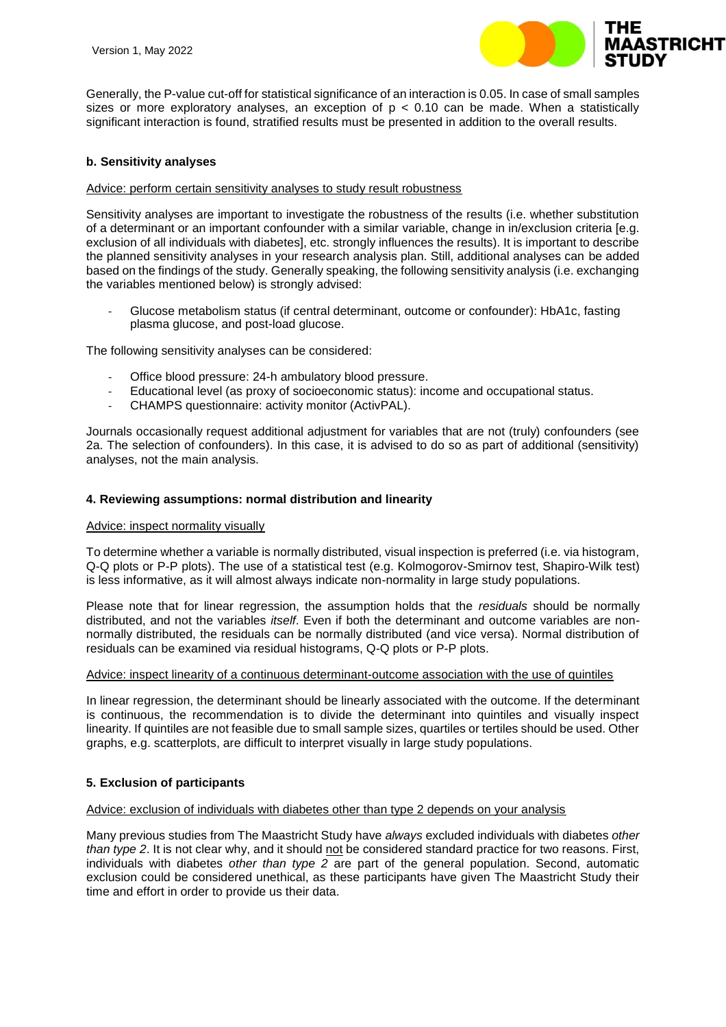Generally, the P-value cut-off for statistical significance of an interaction is 0.05. In case of small samples sizes or more exploratory analyses, an exception of $p < 0.10$ can be made. When a statistically significant interaction is found, stratified results must be presented in addition to the overall results.

### b. Sensitivity analyses

Advice: perform certain sensitivity analyses to study result robustness

Sensitivity analyses are important to investigate the robustness of the results (i.e. whether substitution of a determinant or an important confounder with a similar variable, change in in/exclusion criteria [e.g. exclusion of all individuals with diabetes], etc. strongly influences the results). It is important to describe the planned sensitivity analyses in your research analysis plan. Still, additional analyses can be added based on the findings of the study. Generally speaking, the following sensitivity analysis (i.e. exchanging the variables mentioned below) is strongly advised:

- Glucose metabolism status (if central determinant, outcome or confounder): HbA1c, fasting plasma glucose, and post-load glucose.

The following sensitivity analyses can be considered:

- Office blood pressure: 24-h ambulatory blood pressure.
- Educational level (as proxy of socioeconomic status): income and occupational status.
- CHAMPS questionnaire: activity monitor (ActivPAL).

Journals occasionally request additional adjustment for variables that are not (truly) confounders (see 2a. The selection of confounders). In this case, it is advised to do so as part of additional (sensitivity) analyses, not the main analysis.

## 4. Reviewing assumptions: normal distribution and linearity

Advice: inspect normality visually

To determine whether a variable is normally distributed, visual inspection is preferred (i.e. via histogram, Q-Q plots or P-P plots). The use of a statistical test (e.g. Kolmogorov-Smirnov test, Shapiro-Wilk test) is less informative, as it will almost always indicate non-normality in large study populations.

Please note that for linear regression, the assumption holds that the *residuals* should be normally distributed, and not the variables *itself*. Even if both the determinant and outcome variables are non-normally distributed, the residuals can be normally distributed (and vice versa). Normal distribution of residuals can be examined via residual histograms, Q-Q plots or P-P plots.

Advice: inspect linearity of a continuous determinant-outcome association with the use of quintiles

In linear regression, the determinant should be linearly associated with the outcome. If the determinant is continuous, the recommendation is to divide the determinant into quintiles and visually inspect linearity. If quintiles are not feasible due to small sample sizes, quartiles or tertiles should be used. Other graphs, e.g. scatterplots, are difficult to interpret visually in large study populations.

## 5. Exclusion of participants

Advice: exclusion of individuals with diabetes other than type 2 depends on your analysis

Many previous studies from The Maastricht Study have *always* excluded individuals with diabetes *other than type 2*. It is not clear why, and it should not be considered standard practice for two reasons. First, individuals with diabetes *other than type 2* are part of the general population. Second, automatic exclusion could be considered unethical, as these participants have given The Maastricht Study their time and effort in order to provide us their data.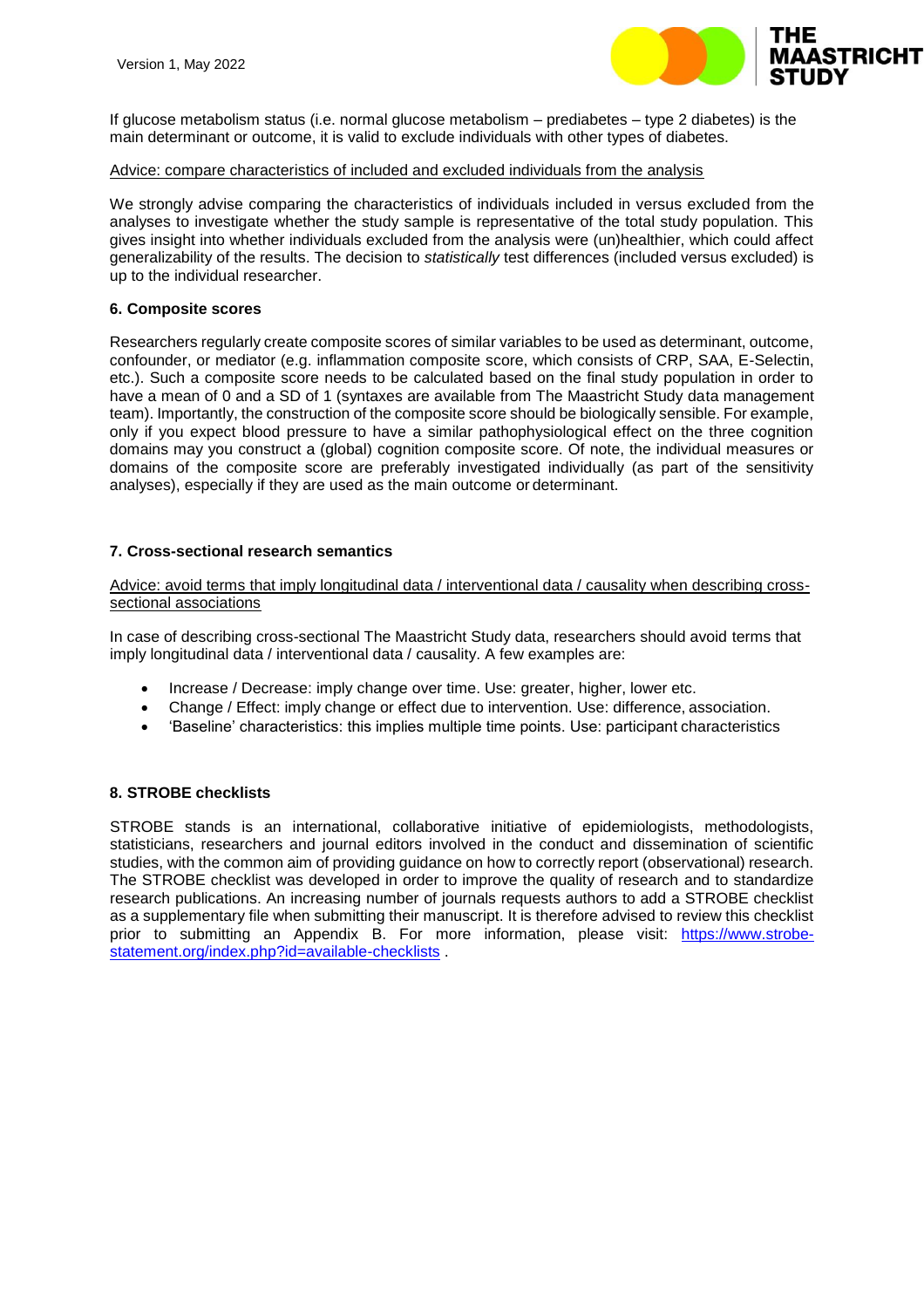If glucose metabolism status (i.e. normal glucose metabolism – prediabetes – type 2 diabetes) is the main determinant or outcome, it is valid to exclude individuals with other types of diabetes.

Advice: compare characteristics of included and excluded individuals from the analysis

We strongly advise comparing the characteristics of individuals included in versus excluded from the analyses to investigate whether the study sample is representative of the total study population. This gives insight into whether individuals excluded from the analysis were (un)healthier, which could affect generalizability of the results. The decision to *statistically* test differences (included versus excluded) is up to the individual researcher.

### 6. Composite scores

Researchers regularly create composite scores of similar variables to be used as determinant, outcome, confounder, or mediator (e.g. inflammation composite score, which consists of CRP, SAA, E-Selectin, etc.). Such a composite score needs to be calculated based on the final study population in order to have a mean of 0 and a SD of 1 (syntaxes are available from The Maastricht Study data management team). Importantly, the construction of the composite score should be biologically sensible. For example, only if you expect blood pressure to have a similar pathophysiological effect on the three cognition domains may you construct a (global) cognition composite score. Of note, the individual measures or domains of the composite score are preferably investigated individually (as part of the sensitivity analyses), especially if they are used as the main outcome or determinant.

### 7. Cross-sectional research semantics

Advice: avoid terms that imply longitudinal data / interventional data / causality when describing cross-sectional associations

In case of describing cross-sectional The Maastricht Study data, researchers should avoid terms that imply longitudinal data / interventional data / causality. A few examples are:

- Increase / Decrease: imply change over time. Use: greater, higher, lower etc.
- Change / Effect: imply change or effect due to intervention. Use: difference, association.
- 'Baseline' characteristics: this implies multiple time points. Use: participant characteristics

### 8. STROBE checklists

STROBE stands is an international, collaborative initiative of epidemiologists, methodologists, statisticians, researchers and journal editors involved in the conduct and dissemination of scientific studies, with the common aim of providing guidance on how to correctly report (observational) research. The STROBE checklist was developed in order to improve the quality of research and to standardize research publications. An increasing number of journals requests authors to add a STROBE checklist as a supplementary file when submitting their manuscript. It is therefore advised to review this checklist prior to submitting an Appendix B. For more information, please visit: [https://www.strobe-statement.org/index.php?id=available-checklists](https://www.strobe-statement.org/index.php?id=available-checklists) .